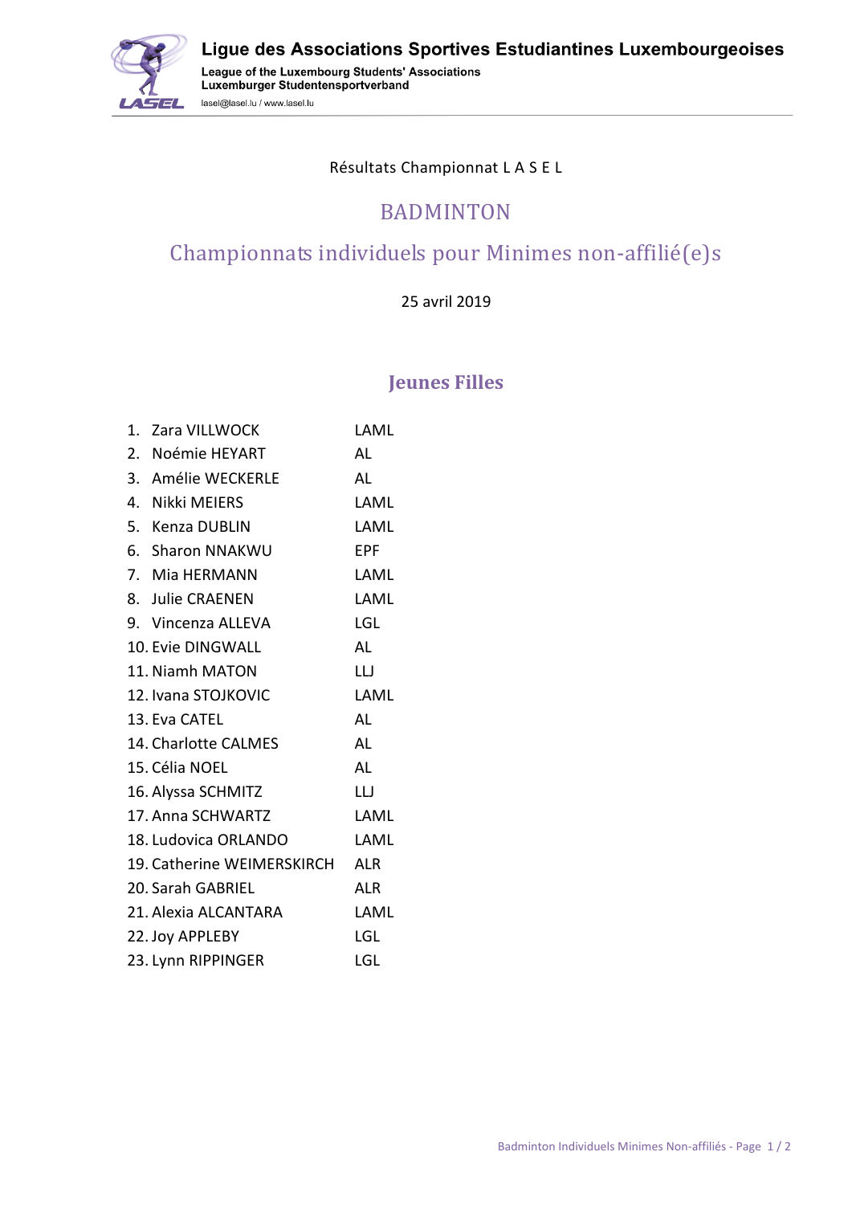Ligue des Associations Sportives Estudiantines Luxembourgeoises
League of the Luxembourg Students' Associations
Luxemburger Studentensportverband
lasel@lasel.lu / www.lasel.lu

Résultats Championnat L A S E L

# BADMINTON

## Championnats individuels pour Minimes non-affilié(e)s

25 avril 2019

### Jeunes Filles

| | | |
|---|---|---|
| 1. | Zara VILLWOCK | LAML |
| 2. | Noémie HEYART | AL |
| 3. | Amélie WECKERLE | AL |
| 4. | Nikki MEIERS | LAML |
| 5. | Kenza DUBLIN | LAML |
| 6. | Sharon NNAKWU | EPF |
| 7. | Mia HERMANN | LAML |
| 8. | Julie CRAENEN | LAML |
| 9. | Vincenza ALLEVA | LGL |
| 10. | Evie DINGWALL | AL |
| 11. | Niamh MATON | LLJ |
| 12. | Ivana STOJKOVIC | LAML |
| 13. | Eva CATEL | AL |
| 14. | Charlotte CALMES | AL |
| 15. | Célia NOEL | AL |
| 16. | Alyssa SCHMITZ | LLJ |
| 17. | Anna SCHWARTZ | LAML |
| 18. | Ludovica ORLANDO | LAML |
| 19. | Catherine WEIMERSKIRCH | ALR |
| 20. | Sarah GABRIEL | ALR |
| 21. | Alexia ALCANTARA | LAML |
| 22. | Joy APPLEBY | LGL |
| 23. | Lynn RIPPINGER | LGL |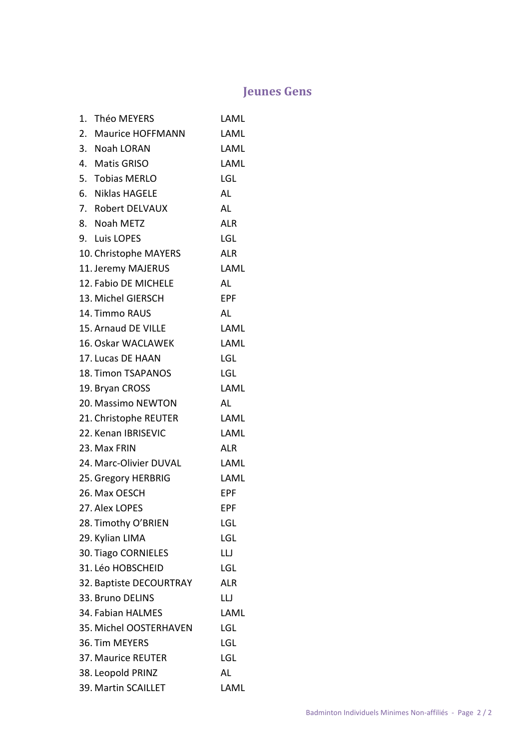## Jeunes Gens

| | | |
|---|---|---|
| 1. | Théo MEYERS | LAML |
| 2. | Maurice HOFFMANN | LAML |
| 3. | Noah LORAN | LAML |
| 4. | Matis GRISO | LAML |
| 5. | Tobias MERLO | LGL |
| 6. | Niklas HAGELE | AL |
| 7. | Robert DELVAUX | AL |
| 8. | Noah METZ | ALR |
| 9. | Luis LOPES | LGL |
| 10. | Christophe MAYERS | ALR |
| 11. | Jeremy MAJERUS | LAML |
| 12. | Fabio DE MICHELE | AL |
| 13. | Michel GIERSCH | EPF |
| 14. | Timmo RAUS | AL |
| 15. | Arnaud DE VILLE | LAML |
| 16. | Oskar WACLAWEK | LAML |
| 17. | Lucas DE HAAN | LGL |
| 18. | Timon TSAPANOS | LGL |
| 19. | Bryan CROSS | LAML |
| 20. | Massimo NEWTON | AL |
| 21. | Christophe REUTER | LAML |
| 22. | Kenan IBRISEVIC | LAML |
| 23. | Max FRIN | ALR |
| 24. | Marc-Olivier DUVAL | LAML |
| 25. | Gregory HERBRIG | LAML |
| 26. | Max OESCH | EPF |
| 27. | Alex LOPES | EPF |
| 28. | Timothy O'BRIEN | LGL |
| 29. | Kylian LIMA | LGL |
| 30. | Tiago CORNIELES | LLJ |
| 31. | Léo HOBSCHEID | LGL |
| 32. | Baptiste DECOURTRAY | ALR |
| 33. | Bruno DELINS | LLJ |
| 34. | Fabian HALMES | LAML |
| 35. | Michel OOSTERHAVEN | LGL |
| 36. | Tim MEYERS | LGL |
| 37. | Maurice REUTER | LGL |
| 38. | Leopold PRINZ | AL |
| 39. | Martin SCAILLET | LAML |